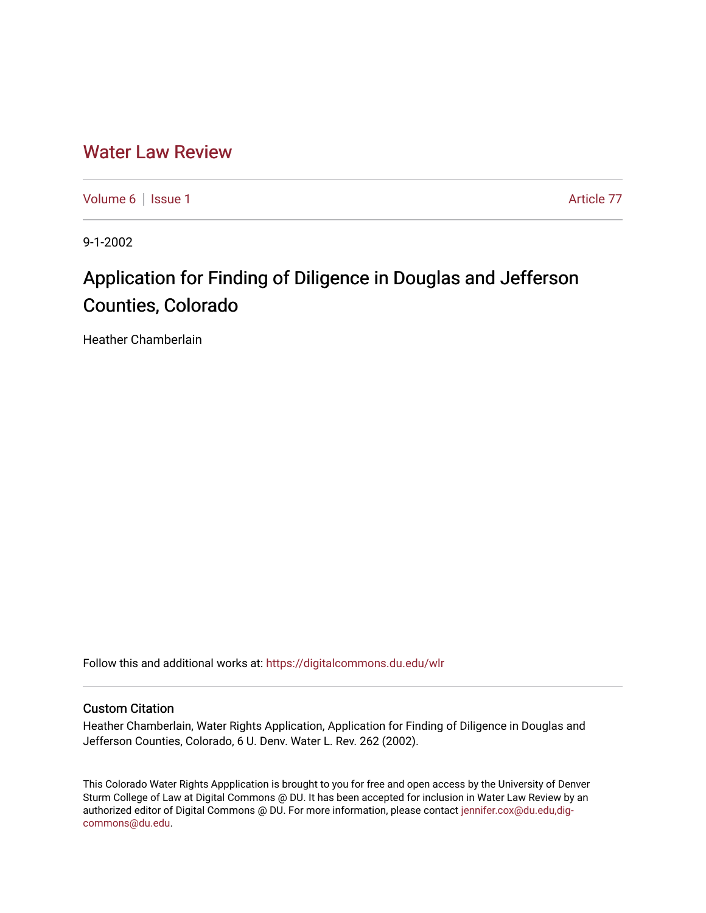# Water Law Review

Volume 6 | Issue 1 Article 77

9-1-2002

## Application for Finding of Diligence in Douglas and Jefferson Counties, Colorado

Heather Chamberlain

Follow this and additional works at: https://digitalcommons.du.edu/wlr

### Custom Citation

Heather Chamberlain, Water Rights Application, Application for Finding of Diligence in Douglas and Jefferson Counties, Colorado, 6 U. Denv. Water L. Rev. 262 (2002).

This Colorado Water Rights Appplication is brought to you for free and open access by the University of Denver Sturm College of Law at Digital Commons @ DU. It has been accepted for inclusion in Water Law Review by an authorized editor of Digital Commons @ DU. For more information, please contact jennifer.cox@du.edu,dig-commons@du.edu.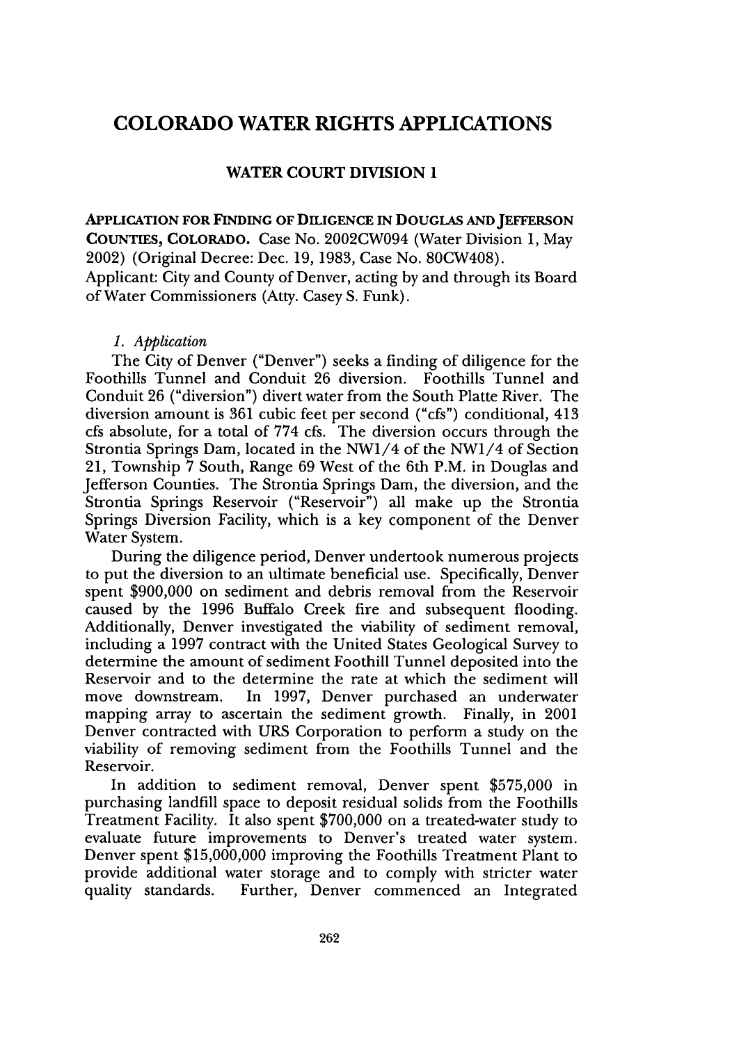# COLORADO WATER RIGHTS APPLICATIONS

## WATER COURT DIVISION 1

**APPLICATION FOR FINDING OF DILIGENCE IN DOUGLAS AND JEFFERSON COUNTIES, COLORADO.** Case No. 2002CW094 (Water Division 1, May 2002) (Original Decree: Dec. 19, 1983, Case No. 80CW408).
Applicant: City and County of Denver, acting by and through its Board of Water Commissioners (Atty. Casey S. Funk).

### *1. Application*

The City of Denver ("Denver") seeks a finding of diligence for the Foothills Tunnel and Conduit 26 diversion. Foothills Tunnel and Conduit 26 ("diversion") divert water from the South Platte River. The diversion amount is 361 cubic feet per second ("cfs") conditional, 413 cfs absolute, for a total of 774 cfs. The diversion occurs through the Strontia Springs Dam, located in the NW1/4 of the NW1/4 of Section 21, Township 7 South, Range 69 West of the 6th P.M. in Douglas and Jefferson Counties. The Strontia Springs Dam, the diversion, and the Strontia Springs Reservoir ("Reservoir") all make up the Strontia Springs Diversion Facility, which is a key component of the Denver Water System.

During the diligence period, Denver undertook numerous projects to put the diversion to an ultimate beneficial use. Specifically, Denver spent $900,000 on sediment and debris removal from the Reservoir caused by the 1996 Buffalo Creek fire and subsequent flooding. Additionally, Denver investigated the viability of sediment removal, including a 1997 contract with the United States Geological Survey to determine the amount of sediment Foothill Tunnel deposited into the Reservoir and to the determine the rate at which the sediment will move downstream. In 1997, Denver purchased an underwater mapping array to ascertain the sediment growth. Finally, in 2001 Denver contracted with URS Corporation to perform a study on the viability of removing sediment from the Foothills Tunnel and the Reservoir.

In addition to sediment removal, Denver spent $575,000 in purchasing landfill space to deposit residual solids from the Foothills Treatment Facility. It also spent $700,000 on a treated-water study to evaluate future improvements to Denver's treated water system. Denver spent $15,000,000 improving the Foothills Treatment Plant to provide additional water storage and to comply with stricter water quality standards. Further, Denver commenced an Integrated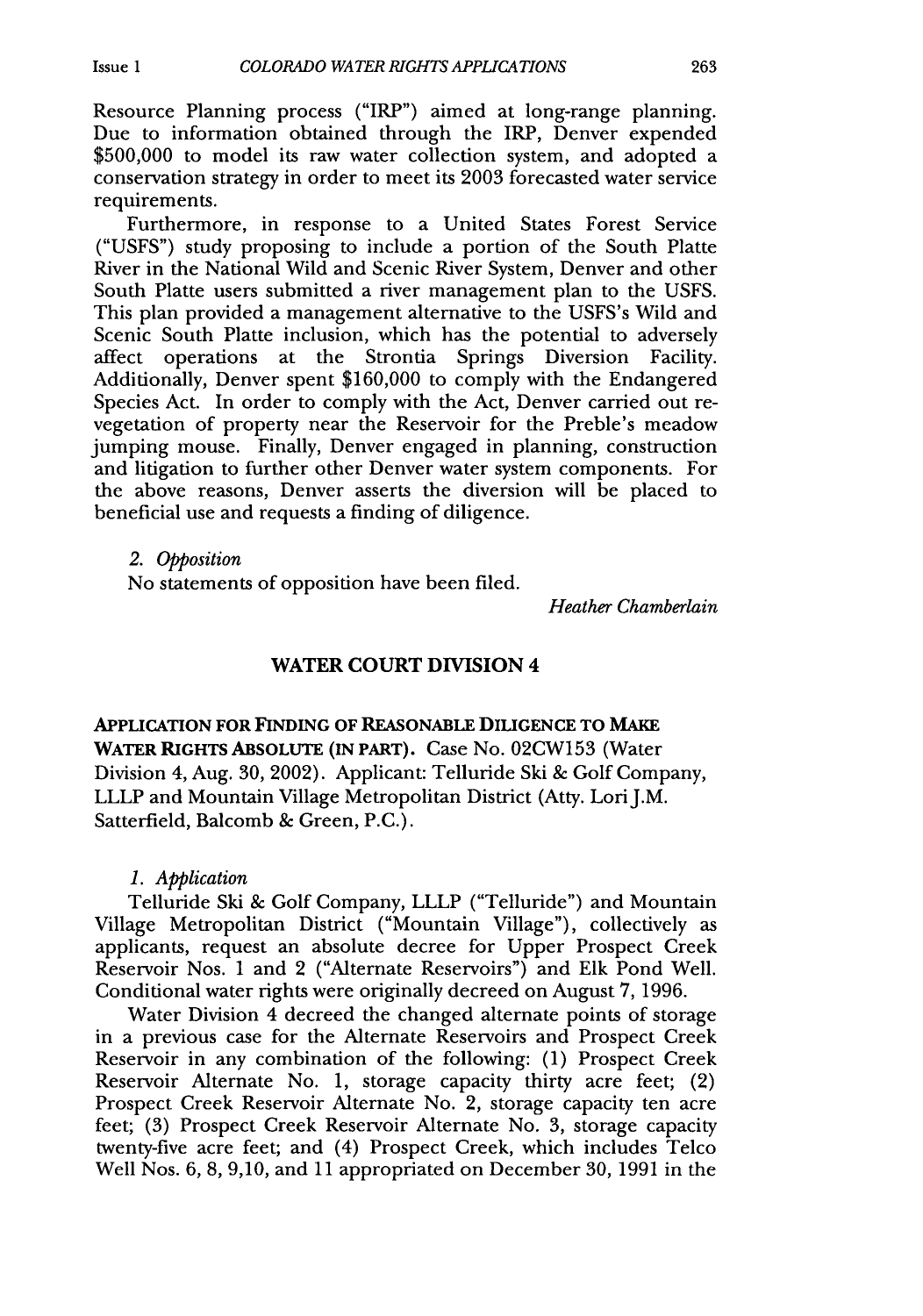Resource Planning process ("IRP") aimed at long-range planning. Due to information obtained through the IRP, Denver expended $500,000 to model its raw water collection system, and adopted a conservation strategy in order to meet its 2003 forecasted water service requirements.

Furthermore, in response to a United States Forest Service ("USFS") study proposing to include a portion of the South Platte River in the National Wild and Scenic River System, Denver and other South Platte users submitted a river management plan to the USFS. This plan provided a management alternative to the USFS's Wild and Scenic South Platte inclusion, which has the potential to adversely affect operations at the Strontia Springs Diversion Facility. Additionally, Denver spent $160,000 to comply with the Endangered Species Act. In order to comply with the Act, Denver carried out re-vegetation of property near the Reservoir for the Preble's meadow jumping mouse. Finally, Denver engaged in planning, construction and litigation to further other Denver water system components. For the above reasons, Denver asserts the diversion will be placed to beneficial use and requests a finding of diligence.

*2. Opposition*

No statements of opposition have been filed.

*Heather Chamberlain*

## WATER COURT DIVISION 4

**APPLICATION FOR FINDING OF REASONABLE DILIGENCE TO MAKE WATER RIGHTS ABSOLUTE (IN PART).** Case No. 02CW153 (Water Division 4, Aug. 30, 2002). Applicant: Telluride Ski & Golf Company, LLLP and Mountain Village Metropolitan District (Atty. Lori J.M. Satterfield, Balcomb & Green, P.C.).

*1. Application*

Telluride Ski & Golf Company, LLLP ("Telluride") and Mountain Village Metropolitan District ("Mountain Village"), collectively as applicants, request an absolute decree for Upper Prospect Creek Reservoir Nos. 1 and 2 ("Alternate Reservoirs") and Elk Pond Well. Conditional water rights were originally decreed on August 7, 1996.

Water Division 4 decreed the changed alternate points of storage in a previous case for the Alternate Reservoirs and Prospect Creek Reservoir in any combination of the following: (1) Prospect Creek Reservoir Alternate No. 1, storage capacity thirty acre feet; (2) Prospect Creek Reservoir Alternate No. 2, storage capacity ten acre feet; (3) Prospect Creek Reservoir Alternate No. 3, storage capacity twenty-five acre feet; and (4) Prospect Creek, which includes Telco Well Nos. 6, 8, 9,10, and 11 appropriated on December 30, 1991 in the